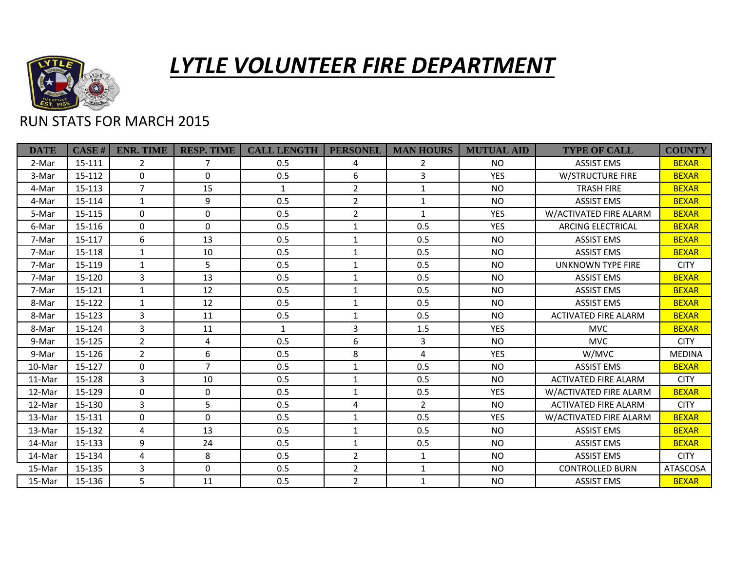# *LYTLE VOLUNTEER FIRE DEPARTMENT*

RUN STATS FOR MARCH 2015

| DATE | CASE # | ENR. TIME | RESP. TIME | CALL LENGTH | PERSONEL | MAN HOURS | MUTUAL AID | TYPE OF CALL | COUNTY |
|---|---|---|---|---|---|---|---|---|---|
| 2-Mar | 15-111 | 2 | 7 | 0.5 | 4 | 2 | NO | ASSIST EMS | BEXAR |
| 3-Mar | 15-112 | 0 | 0 | 0.5 | 6 | 3 | YES | W/STRUCTURE FIRE | BEXAR |
| 4-Mar | 15-113 | 7 | 15 | 1 | 2 | 1 | NO | TRASH FIRE | BEXAR |
| 4-Mar | 15-114 | 1 | 9 | 0.5 | 2 | 1 | NO | ASSIST EMS | BEXAR |
| 5-Mar | 15-115 | 0 | 0 | 0.5 | 2 | 1 | YES | W/ACTIVATED FIRE ALARM | BEXAR |
| 6-Mar | 15-116 | 0 | 0 | 0.5 | 1 | 0.5 | YES | ARCING ELECTRICAL | BEXAR |
| 7-Mar | 15-117 | 6 | 13 | 0.5 | 1 | 0.5 | NO | ASSIST EMS | BEXAR |
| 7-Mar | 15-118 | 1 | 10 | 0.5 | 1 | 0.5 | NO | ASSIST EMS | BEXAR |
| 7-Mar | 15-119 | 1 | 5 | 0.5 | 1 | 0.5 | NO | UNKNOWN TYPE FIRE | CITY |
| 7-Mar | 15-120 | 3 | 13 | 0.5 | 1 | 0.5 | NO | ASSIST EMS | BEXAR |
| 7-Mar | 15-121 | 1 | 12 | 0.5 | 1 | 0.5 | NO | ASSIST EMS | BEXAR |
| 8-Mar | 15-122 | 1 | 12 | 0.5 | 1 | 0.5 | NO | ASSIST EMS | BEXAR |
| 8-Mar | 15-123 | 3 | 11 | 0.5 | 1 | 0.5 | NO | ACTIVATED FIRE ALARM | BEXAR |
| 8-Mar | 15-124 | 3 | 11 | 1 | 3 | 1.5 | YES | MVC | BEXAR |
| 9-Mar | 15-125 | 2 | 4 | 0.5 | 6 | 3 | NO | MVC | CITY |
| 9-Mar | 15-126 | 2 | 6 | 0.5 | 8 | 4 | YES | W/MVC | MEDINA |
| 10-Mar | 15-127 | 0 | 7 | 0.5 | 1 | 0.5 | NO | ASSIST EMS | BEXAR |
| 11-Mar | 15-128 | 3 | 10 | 0.5 | 1 | 0.5 | NO | ACTIVATED FIRE ALARM | CITY |
| 12-Mar | 15-129 | 0 | 0 | 0.5 | 1 | 0.5 | YES | W/ACTIVATED FIRE ALARM | BEXAR |
| 12-Mar | 15-130 | 3 | 5 | 0.5 | 4 | 2 | NO | ACTIVATED FIRE ALARM | CITY |
| 13-Mar | 15-131 | 0 | 0 | 0.5 | 1 | 0.5 | YES | W/ACTIVATED FIRE ALARM | BEXAR |
| 13-Mar | 15-132 | 4 | 13 | 0.5 | 1 | 0.5 | NO | ASSIST EMS | BEXAR |
| 14-Mar | 15-133 | 9 | 24 | 0.5 | 1 | 0.5 | NO | ASSIST EMS | BEXAR |
| 14-Mar | 15-134 | 4 | 8 | 0.5 | 2 | 1 | NO | ASSIST EMS | CITY |
| 15-Mar | 15-135 | 3 | 0 | 0.5 | 2 | 1 | NO | CONTROLLED BURN | ATASCOSA |
| 15-Mar | 15-136 | 5 | 11 | 0.5 | 2 | 1 | NO | ASSIST EMS | BEXAR |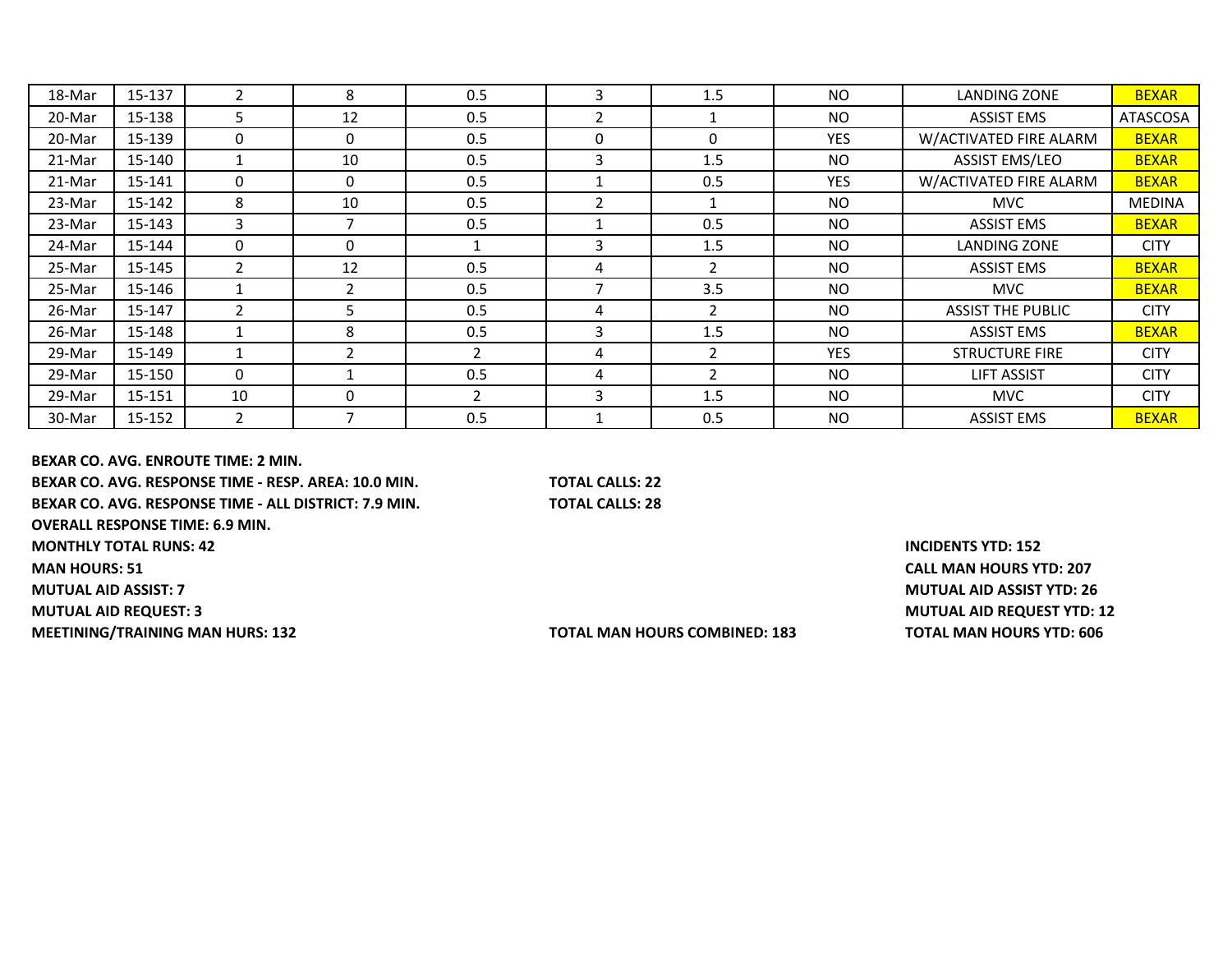| | | | | | | | | | |
|---|---|---|---|---|---|---|---|---|---|
| 18-Mar | 15-137 | 2 | 8 | 0.5 | 3 | 1.5 | NO | LANDING ZONE | BEXAR |
| 20-Mar | 15-138 | 5 | 12 | 0.5 | 2 | 1 | NO | ASSIST EMS | ATASCOSA |
| 20-Mar | 15-139 | 0 | 0 | 0.5 | 0 | 0 | YES | W/ACTIVATED FIRE ALARM | BEXAR |
| 21-Mar | 15-140 | 1 | 10 | 0.5 | 3 | 1.5 | NO | ASSIST EMS/LEO | BEXAR |
| 21-Mar | 15-141 | 0 | 0 | 0.5 | 1 | 0.5 | YES | W/ACTIVATED FIRE ALARM | BEXAR |
| 23-Mar | 15-142 | 8 | 10 | 0.5 | 2 | 1 | NO | MVC | MEDINA |
| 23-Mar | 15-143 | 3 | 7 | 0.5 | 1 | 0.5 | NO | ASSIST EMS | BEXAR |
| 24-Mar | 15-144 | 0 | 0 | 1 | 3 | 1.5 | NO | LANDING ZONE | CITY |
| 25-Mar | 15-145 | 2 | 12 | 0.5 | 4 | 2 | NO | ASSIST EMS | BEXAR |
| 25-Mar | 15-146 | 1 | 2 | 0.5 | 7 | 3.5 | NO | MVC | BEXAR |
| 26-Mar | 15-147 | 2 | 5 | 0.5 | 4 | 2 | NO | ASSIST THE PUBLIC | CITY |
| 26-Mar | 15-148 | 1 | 8 | 0.5 | 3 | 1.5 | NO | ASSIST EMS | BEXAR |
| 29-Mar | 15-149 | 1 | 2 | 2 | 4 | 2 | YES | STRUCTURE FIRE | CITY |
| 29-Mar | 15-150 | 0 | 1 | 0.5 | 4 | 2 | NO | LIFT ASSIST | CITY |
| 29-Mar | 15-151 | 10 | 0 | 2 | 3 | 1.5 | NO | MVC | CITY |
| 30-Mar | 15-152 | 2 | 7 | 0.5 | 1 | 0.5 | NO | ASSIST EMS | BEXAR |

**BEXAR CO. AVG. ENROUTE TIME: 2 MIN.**

**BEXAR CO. AVG. RESPONSE TIME - RESP. AREA: 10.0 MIN.** — **TOTAL CALLS: 22**

**BEXAR CO. AVG. RESPONSE TIME - ALL DISTRICT: 7.9 MIN.** — **TOTAL CALLS: 28**

**OVERALL RESPONSE TIME: 6.9 MIN.**

**MONTHLY TOTAL RUNS: 42**

**MAN HOURS: 51**

**MUTUAL AID ASSIST: 7**

**MUTUAL AID REQUEST: 3**

**MEETINING/TRAINING MAN HURS: 132**

**TOTAL MAN HOURS COMBINED: 183**

**INCIDENTS YTD: 152**

**CALL MAN HOURS YTD: 207**

**MUTUAL AID ASSIST YTD: 26**

**MUTUAL AID REQUEST YTD: 12**

**TOTAL MAN HOURS YTD: 606**